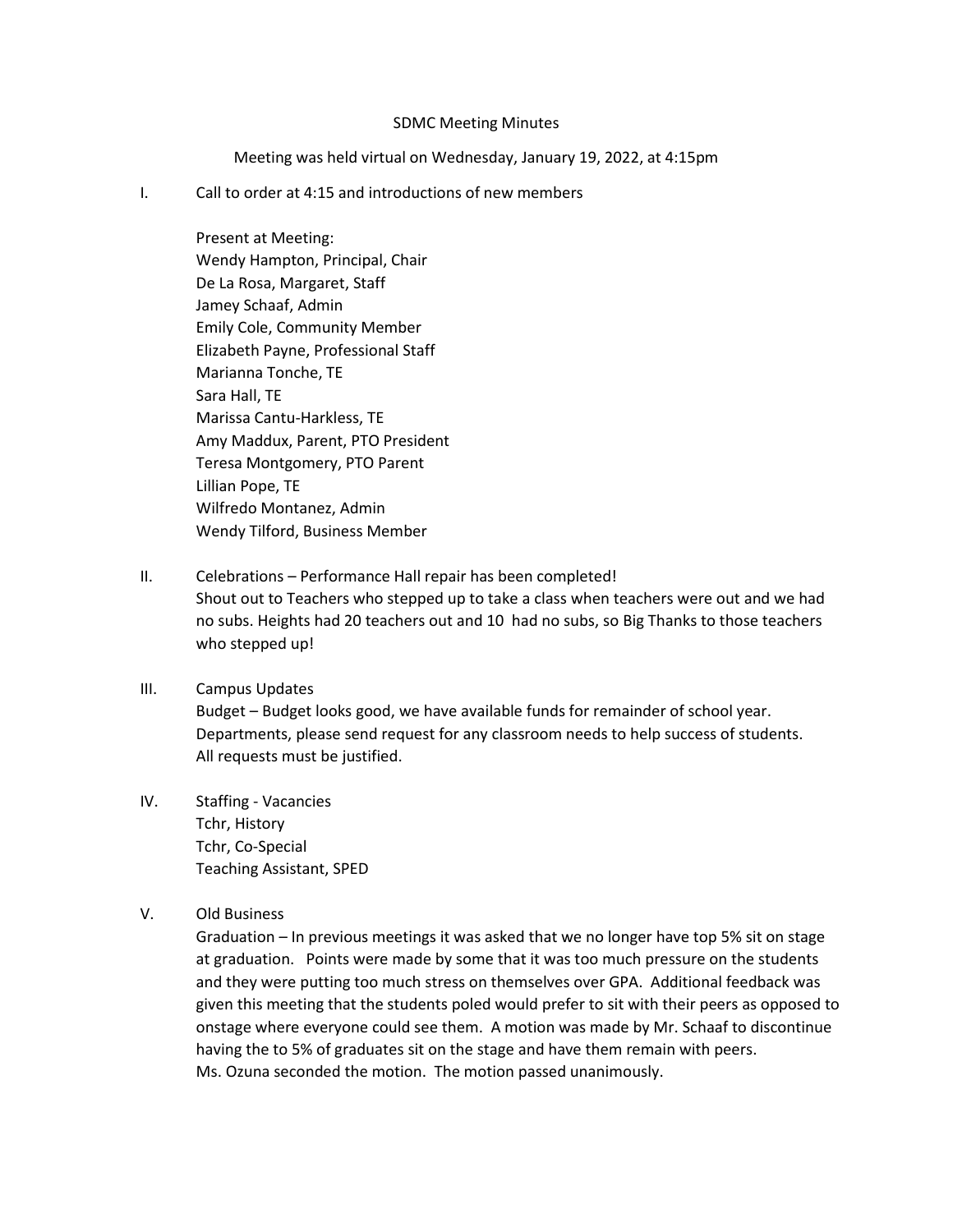SDMC Meeting Minutes

Meeting was held virtual on Wednesday, January 19, 2022, at 4:15pm

I. Call to order at 4:15 and introductions of new members

Present at Meeting:
Wendy Hampton, Principal, Chair
De La Rosa, Margaret, Staff
Jamey Schaaf, Admin
Emily Cole, Community Member
Elizabeth Payne, Professional Staff
Marianna Tonche, TE
Sara Hall, TE
Marissa Cantu-Harkless, TE
Amy Maddux, Parent, PTO President
Teresa Montgomery, PTO Parent
Lillian Pope, TE
Wilfredo Montanez, Admin
Wendy Tilford, Business Member

II. Celebrations – Performance Hall repair has been completed!
Shout out to Teachers who stepped up to take a class when teachers were out and we had no subs. Heights had 20 teachers out and 10 had no subs, so Big Thanks to those teachers who stepped up!

III. Campus Updates
Budget – Budget looks good, we have available funds for remainder of school year. Departments, please send request for any classroom needs to help success of students. All requests must be justified.

IV. Staffing - Vacancies
Tchr, History
Tchr, Co-Special
Teaching Assistant, SPED

V. Old Business
Graduation – In previous meetings it was asked that we no longer have top 5% sit on stage at graduation. Points were made by some that it was too much pressure on the students and they were putting too much stress on themselves over GPA. Additional feedback was given this meeting that the students poled would prefer to sit with their peers as opposed to onstage where everyone could see them. A motion was made by Mr. Schaaf to discontinue having the to 5% of graduates sit on the stage and have them remain with peers. Ms. Ozuna seconded the motion. The motion passed unanimously.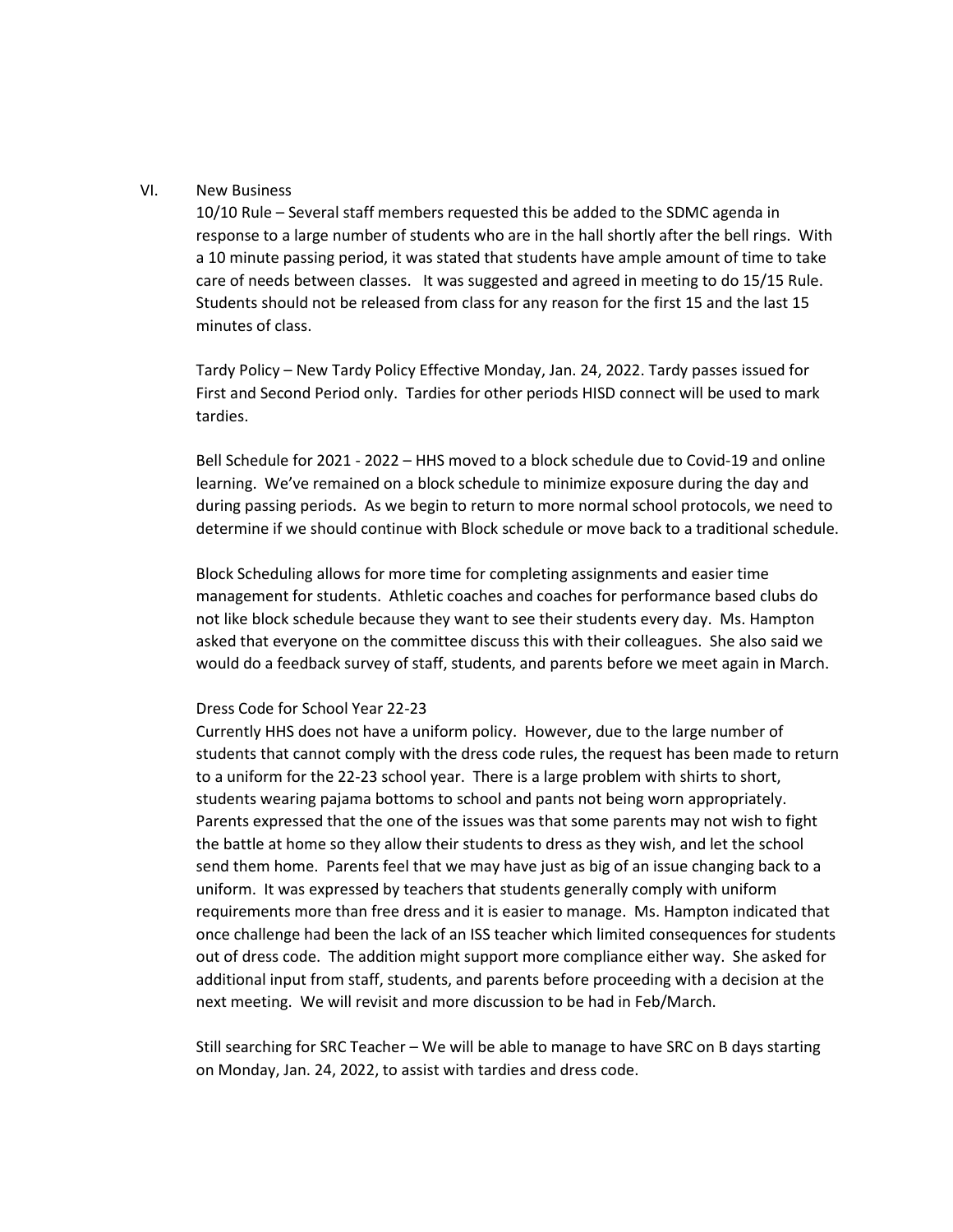## VI. New Business

10/10 Rule – Several staff members requested this be added to the SDMC agenda in response to a large number of students who are in the hall shortly after the bell rings. With a 10 minute passing period, it was stated that students have ample amount of time to take care of needs between classes. It was suggested and agreed in meeting to do 15/15 Rule. Students should not be released from class for any reason for the first 15 and the last 15 minutes of class.

Tardy Policy – New Tardy Policy Effective Monday, Jan. 24, 2022. Tardy passes issued for First and Second Period only. Tardies for other periods HISD connect will be used to mark tardies.

Bell Schedule for 2021 - 2022 – HHS moved to a block schedule due to Covid-19 and online learning. We've remained on a block schedule to minimize exposure during the day and during passing periods. As we begin to return to more normal school protocols, we need to determine if we should continue with Block schedule or move back to a traditional schedule.

Block Scheduling allows for more time for completing assignments and easier time management for students. Athletic coaches and coaches for performance based clubs do not like block schedule because they want to see their students every day. Ms. Hampton asked that everyone on the committee discuss this with their colleagues. She also said we would do a feedback survey of staff, students, and parents before we meet again in March.

Dress Code for School Year 22-23

Currently HHS does not have a uniform policy. However, due to the large number of students that cannot comply with the dress code rules, the request has been made to return to a uniform for the 22-23 school year. There is a large problem with shirts to short, students wearing pajama bottoms to school and pants not being worn appropriately. Parents expressed that the one of the issues was that some parents may not wish to fight the battle at home so they allow their students to dress as they wish, and let the school send them home. Parents feel that we may have just as big of an issue changing back to a uniform. It was expressed by teachers that students generally comply with uniform requirements more than free dress and it is easier to manage. Ms. Hampton indicated that once challenge had been the lack of an ISS teacher which limited consequences for students out of dress code. The addition might support more compliance either way. She asked for additional input from staff, students, and parents before proceeding with a decision at the next meeting. We will revisit and more discussion to be had in Feb/March.

Still searching for SRC Teacher – We will be able to manage to have SRC on B days starting on Monday, Jan. 24, 2022, to assist with tardies and dress code.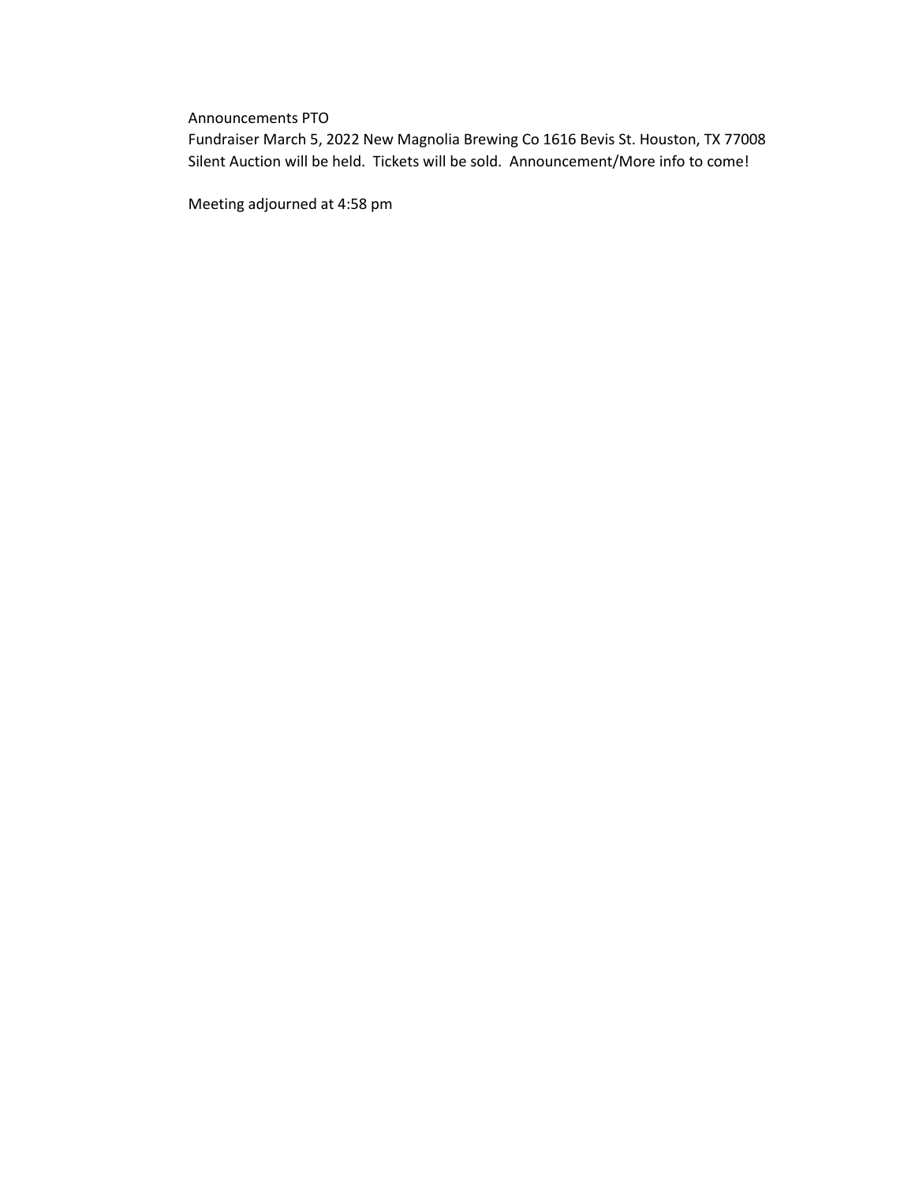Announcements PTO
Fundraiser March 5, 2022 New Magnolia Brewing Co 1616 Bevis St. Houston, TX 77008
Silent Auction will be held. Tickets will be sold. Announcement/More info to come!

Meeting adjourned at 4:58 pm